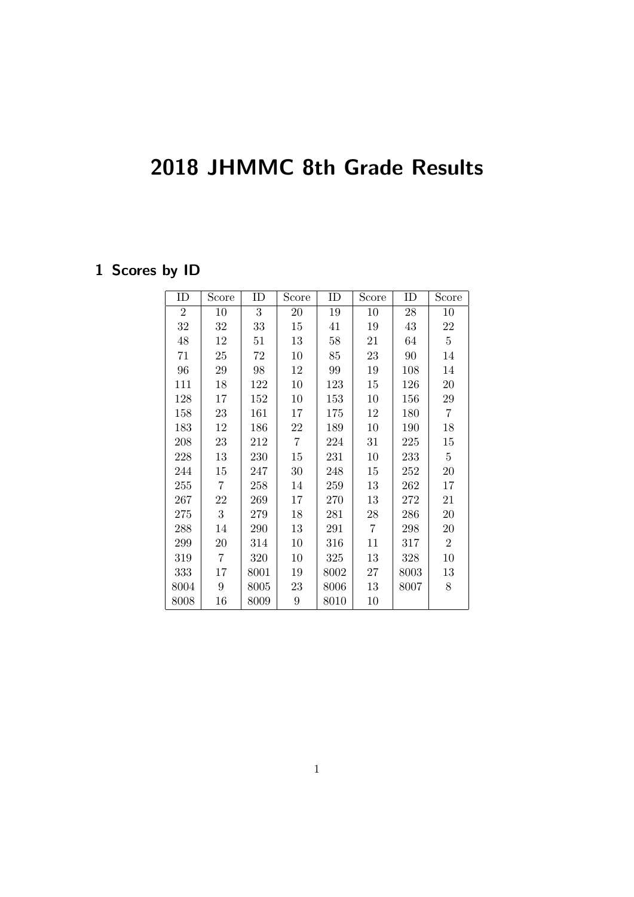# 2018 JHMMC 8th Grade Results

## 1 Scores by ID

| ID | Score | ID | Score | ID | Score | ID | Score |
|---|---|---|---|---|---|---|---|
| 2 | 10 | 3 | 20 | 19 | 10 | 28 | 10 |
| 32 | 32 | 33 | 15 | 41 | 19 | 43 | 22 |
| 48 | 12 | 51 | 13 | 58 | 21 | 64 | 5 |
| 71 | 25 | 72 | 10 | 85 | 23 | 90 | 14 |
| 96 | 29 | 98 | 12 | 99 | 19 | 108 | 14 |
| 111 | 18 | 122 | 10 | 123 | 15 | 126 | 20 |
| 128 | 17 | 152 | 10 | 153 | 10 | 156 | 29 |
| 158 | 23 | 161 | 17 | 175 | 12 | 180 | 7 |
| 183 | 12 | 186 | 22 | 189 | 10 | 190 | 18 |
| 208 | 23 | 212 | 7 | 224 | 31 | 225 | 15 |
| 228 | 13 | 230 | 15 | 231 | 10 | 233 | 5 |
| 244 | 15 | 247 | 30 | 248 | 15 | 252 | 20 |
| 255 | 7 | 258 | 14 | 259 | 13 | 262 | 17 |
| 267 | 22 | 269 | 17 | 270 | 13 | 272 | 21 |
| 275 | 3 | 279 | 18 | 281 | 28 | 286 | 20 |
| 288 | 14 | 290 | 13 | 291 | 7 | 298 | 20 |
| 299 | 20 | 314 | 10 | 316 | 11 | 317 | 2 |
| 319 | 7 | 320 | 10 | 325 | 13 | 328 | 10 |
| 333 | 17 | 8001 | 19 | 8002 | 27 | 8003 | 13 |
| 8004 | 9 | 8005 | 23 | 8006 | 13 | 8007 | 8 |
| 8008 | 16 | 8009 | 9 | 8010 | 10 | | |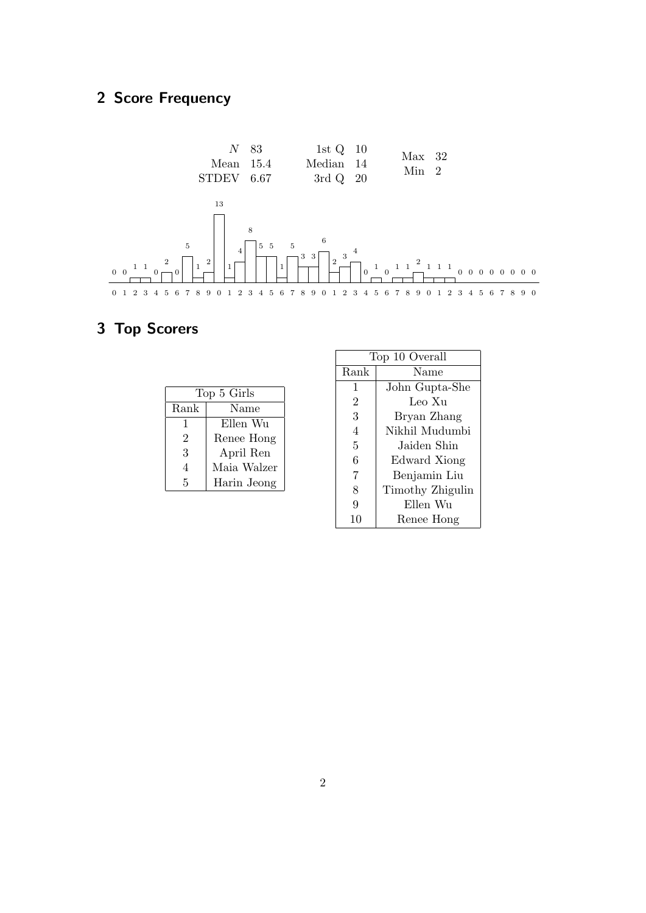## 2 Score Frequency

*N* 83
Mean 15.4
STDEV 6.67

1st Q 10
Median 14
3rd Q 20

Max 32
Min 2

0 0 1 1 0 2 0 5 1 2 13 1 4 8 5 5 1 5 3 3 6 2 3 4 0 1 0 1 1 2 1 1 1 0 0 0 0 0 0 0 0

0 1 2 3 4 5 6 7 8 9 0 1 2 3 4 5 6 7 8 9 0 1 2 3 4 5 6 7 8 9 0 1 2 3 4 5 6 7 8 9 0

## 3 Top Scorers

| Top 5 Girls | |
|---|---|
| Rank | Name |
| 1 | Ellen Wu |
| 2 | Renee Hong |
| 3 | April Ren |
| 4 | Maia Walzer |
| 5 | Harin Jeong |

| Top 10 Overall | |
|---|---|
| Rank | Name |
| 1 | John Gupta-She |
| 2 | Leo Xu |
| 3 | Bryan Zhang |
| 4 | Nikhil Mudumbi |
| 5 | Jaiden Shin |
| 6 | Edward Xiong |
| 7 | Benjamin Liu |
| 8 | Timothy Zhigulin |
| 9 | Ellen Wu |
| 10 | Renee Hong |